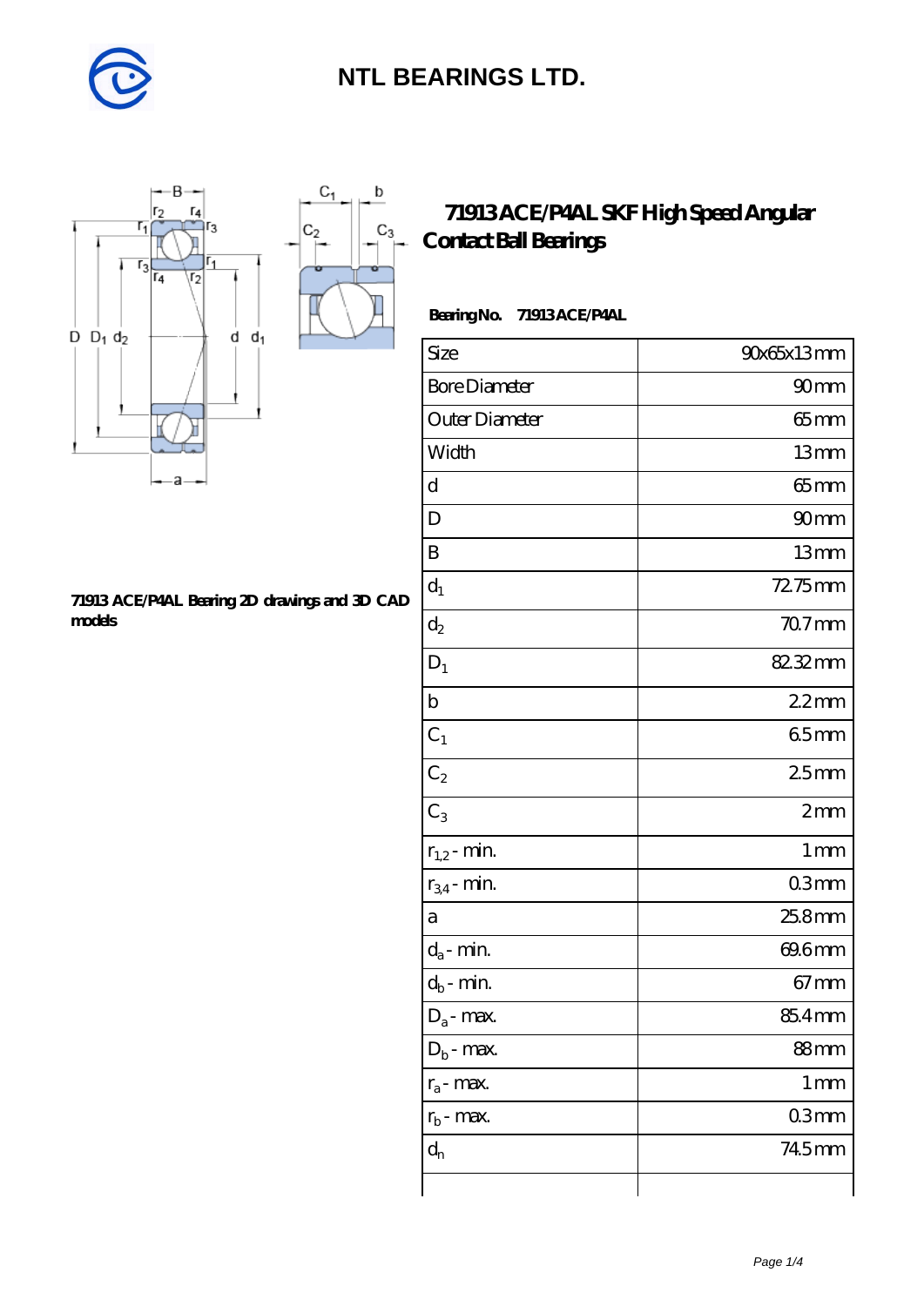# NTL BEARINGS LTD.

## 71913 ACE/P4AL SKF High Speed Angular Contact Ball Bearings

**Bearing No. 71913 ACE/P4AL**

71913 ACE/P4AL Bearing 2D drawings and 3D CAD models

| Size | 90x65x13 mm |
|---|---|
| Bore Diameter | 90 mm |
| Outer Diameter | 65 mm |
| Width | 13 mm |
| d | 65 mm |
| D | 90 mm |
| B | 13 mm |
| $d_1$ | 72.75 mm |
| $d_2$ | 70.7 mm |
| $D_1$ | 82.32 mm |
| b | 2.2 mm |
| $C_1$ | 6.5 mm |
| $C_2$ | 2.5 mm |
| $C_3$ | 2 mm |
| $r_{1,2}$ - min. | 1 mm |
| $r_{3,4}$ - min. | 0.3 mm |
| a | 25.8 mm |
| $d_a$ - min. | 69.6 mm |
| $d_b$ - min. | 67 mm |
| $D_a$ - max. | 85.4 mm |
| $D_b$ - max. | 88 mm |
| $r_a$ - max. | 1 mm |
| $r_b$ - max. | 0.3 mm |
| $d_n$ | 74.5 mm |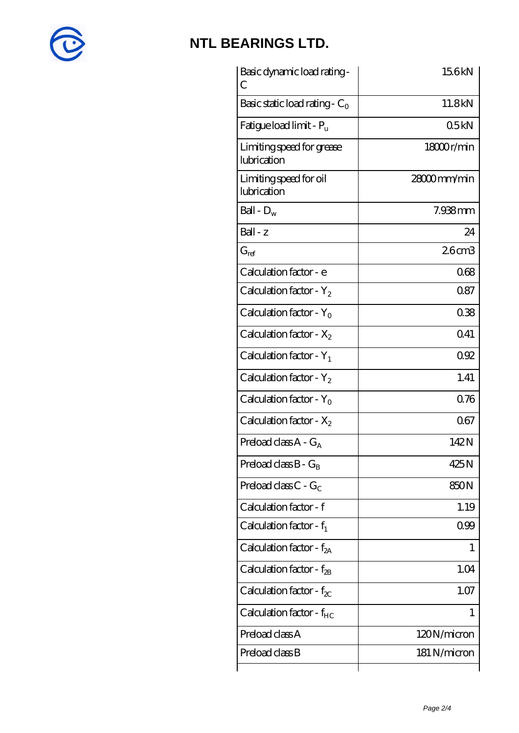# NTL BEARINGS LTD.

| | |
|---|---|
| Basic dynamic load rating - C | 15.6 kN |
| Basic static load rating - $C_0$ | 11.8 kN |
| Fatigue load limit - $P_u$ | 0.5 kN |
| Limiting speed for grease lubrication | 18000 r/min |
| Limiting speed for oil lubrication | 28000 mm/min |
| Ball - $D_w$ | 7.938 mm |
| Ball - z | 24 |
| $G_{ref}$ | 2.6 cm3 |
| Calculation factor - e | 0.68 |
| Calculation factor - $Y_2$ | 0.87 |
| Calculation factor - $Y_0$ | 0.38 |
| Calculation factor - $X_2$ | 0.41 |
| Calculation factor - $Y_1$ | 0.92 |
| Calculation factor - $Y_2$ | 1.41 |
| Calculation factor - $Y_0$ | 0.76 |
| Calculation factor - $X_2$ | 0.67 |
| Preload class A - $G_A$ | 142 N |
| Preload class B - $G_B$ | 425 N |
| Preload class C - $G_C$ | 850 N |
| Calculation factor - f | 1.19 |
| Calculation factor - $f_1$ | 0.99 |
| Calculation factor - $f_{2A}$ | 1 |
| Calculation factor - $f_{2B}$ | 1.04 |
| Calculation factor - $f_{2C}$ | 1.07 |
| Calculation factor - $f_{HC}$ | 1 |
| Preload class A | 120 N/micron |
| Preload class B | 181 N/micron |
| | |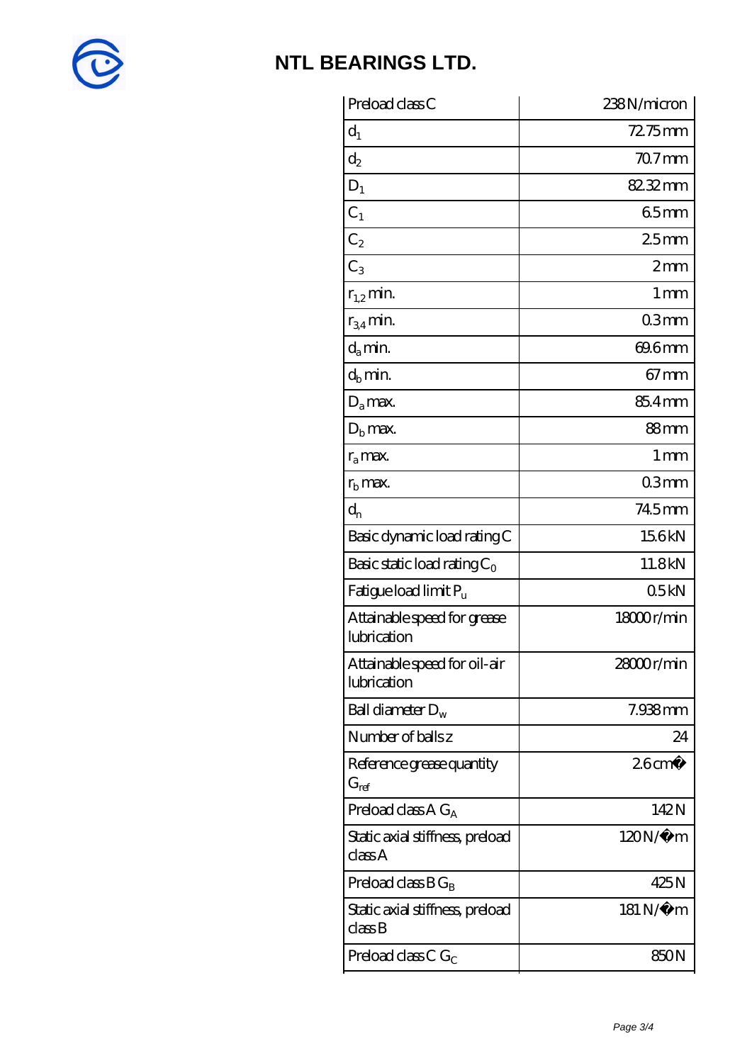## NTL BEARINGS LTD.

| | |
|---|---|
| Preload class C | 238 N/micron |
| $d_1$ | 72.75 mm |
| $d_2$ | 70.7 mm |
| $D_1$ | 82.32 mm |
| $C_1$ | 6.5 mm |
| $C_2$ | 2.5 mm |
| $C_3$ | 2 mm |
| $r_{1,2}$ min. | 1 mm |
| $r_{3,4}$ min. | 0.3 mm |
| $d_a$ min. | 69.6 mm |
| $d_b$ min. | 67 mm |
| $D_a$ max. | 85.4 mm |
| $D_b$ max. | 88 mm |
| $r_a$ max. | 1 mm |
| $r_b$ max. | 0.3 mm |
| $d_n$ | 74.5 mm |
| Basic dynamic load rating C | 15.6 kN |
| Basic static load rating $C_0$ | 11.8 kN |
| Fatigue load limit $P_u$ | 0.5 kN |
| Attainable speed for grease lubrication | 18000 r/min |
| Attainable speed for oil-air lubrication | 28000 r/min |
| Ball diameter $D_w$ | 7.938 mm |
| Number of balls z | 24 |
| Reference grease quantity $G_{ref}$ | 2.6 cm� |
| Preload class A $G_A$ | 142 N |
| Static axial stiffness, preload class A | 120 N/�m |
| Preload class B $G_B$ | 425 N |
| Static axial stiffness, preload class B | 181 N/�m |
| Preload class C $G_C$ | 850 N |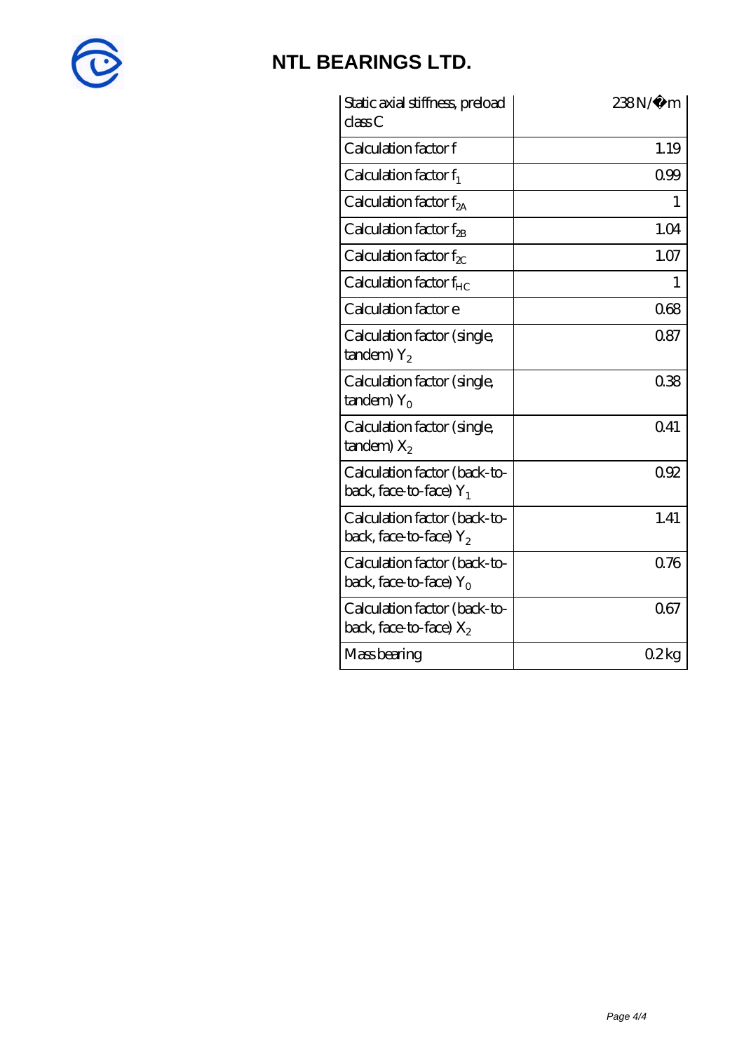| | |
|---|---|
| Static axial stiffness, preload class C | 238 N/�m |
| Calculation factor f | 1.19 |
| Calculation factor $f_1$ | 0.99 |
| Calculation factor $f_{2A}$ | 1 |
| Calculation factor $f_{2B}$ | 1.04 |
| Calculation factor $f_{2C}$ | 1.07 |
| Calculation factor $f_{HC}$ | 1 |
| Calculation factor e | 0.68 |
| Calculation factor (single, tandem) $Y_2$ | 0.87 |
| Calculation factor (single, tandem) $Y_0$ | 0.38 |
| Calculation factor (single, tandem) $X_2$ | 0.41 |
| Calculation factor (back-to-back, face-to-face) $Y_1$ | 0.92 |
| Calculation factor (back-to-back, face-to-face) $Y_2$ | 1.41 |
| Calculation factor (back-to-back, face-to-face) $Y_0$ | 0.76 |
| Calculation factor (back-to-back, face-to-face) $X_2$ | 0.67 |
| Mass bearing | 0.2 kg |